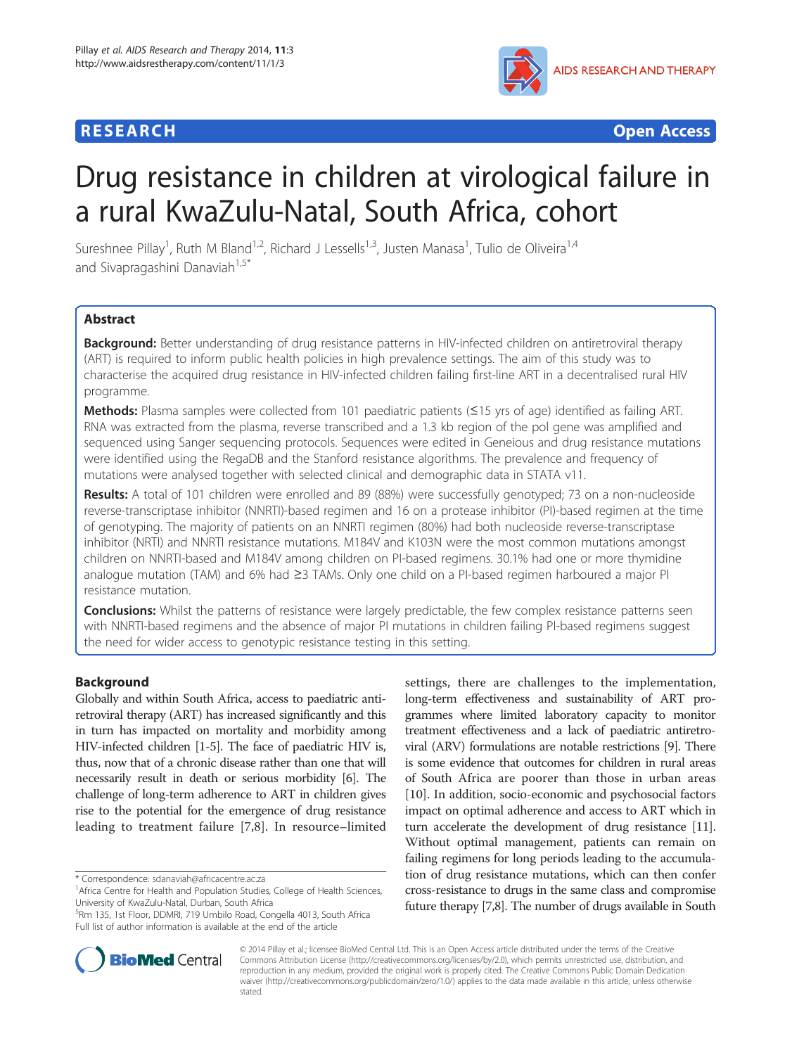RESEARCH **Open Access**

# Drug resistance in children at virological failure in a rural KwaZulu-Natal, South Africa, cohort

Sureshnee Pillay[1], Ruth M Bland[1,2], Richard J Lessells[1,3], Justen Manasa[1], Tulio de Oliveira[1,4] and Sivapragashini Danaviah[1,5*]

## Abstract

**Background:** Better understanding of drug resistance patterns in HIV-infected children on antiretroviral therapy (ART) is required to inform public health policies in high prevalence settings. The aim of this study was to characterise the acquired drug resistance in HIV-infected children failing first-line ART in a decentralised rural HIV programme.

**Methods:** Plasma samples were collected from 101 paediatric patients (≤15 yrs of age) identified as failing ART. RNA was extracted from the plasma, reverse transcribed and a 1.3 kb region of the pol gene was amplified and sequenced using Sanger sequencing protocols. Sequences were edited in Geneious and drug resistance mutations were identified using the RegaDB and the Stanford resistance algorithms. The prevalence and frequency of mutations were analysed together with selected clinical and demographic data in STATA v11.

**Results:** A total of 101 children were enrolled and 89 (88%) were successfully genotyped; 73 on a non-nucleoside reverse-transcriptase inhibitor (NNRTI)-based regimen and 16 on a protease inhibitor (PI)-based regimen at the time of genotyping. The majority of patients on an NNRTI regimen (80%) had both nucleoside reverse-transcriptase inhibitor (NRTI) and NNRTI resistance mutations. M184V and K103N were the most common mutations amongst children on NNRTI-based and M184V among children on PI-based regimens. 30.1% had one or more thymidine analogue mutation (TAM) and 6% had ≥3 TAMs. Only one child on a PI-based regimen harboured a major PI resistance mutation.

**Conclusions:** Whilst the patterns of resistance were largely predictable, the few complex resistance patterns seen with NNRTI-based regimens and the absence of major PI mutations in children failing PI-based regimens suggest the need for wider access to genotypic resistance testing in this setting.

## Background

Globally and within South Africa, access to paediatric antiretroviral therapy (ART) has increased significantly and this in turn has impacted on mortality and morbidity among HIV-infected children [1-5]. The face of paediatric HIV is, thus, now that of a chronic disease rather than one that will necessarily result in death or serious morbidity [6]. The challenge of long-term adherence to ART in children gives rise to the potential for the emergence of drug resistance leading to treatment failure [7,8]. In resource–limited settings, there are challenges to the implementation, long-term effectiveness and sustainability of ART programmes where limited laboratory capacity to monitor treatment effectiveness and a lack of paediatric antiretroviral (ARV) formulations are notable restrictions [9]. There is some evidence that outcomes for children in rural areas of South Africa are poorer than those in urban areas [10]. In addition, socio-economic and psychosocial factors impact on optimal adherence and access to ART which in turn accelerate the development of drug resistance [11]. Without optimal management, patients can remain on failing regimens for long periods leading to the accumulation of drug resistance mutations, which can then confer cross-resistance to drugs in the same class and compromise future therapy [7,8]. The number of drugs available in South

\* Correspondence: sdanaviah@africacentre.ac.za
[1]Africa Centre for Health and Population Studies, College of Health Sciences, University of KwaZulu-Natal, Durban, South Africa
[5]Rm 135, 1st Floor, DDMRI, 719 Umbilo Road, Congella 4013, South Africa
Full list of author information is available at the end of the article

© 2014 Pillay et al.; licensee BioMed Central Ltd. This is an Open Access article distributed under the terms of the Creative Commons Attribution License (http://creativecommons.org/licenses/by/2.0), which permits unrestricted use, distribution, and reproduction in any medium, provided the original work is properly cited. The Creative Commons Public Domain Dedication waiver (http://creativecommons.org/publicdomain/zero/1.0/) applies to the data made available in this article, unless otherwise stated.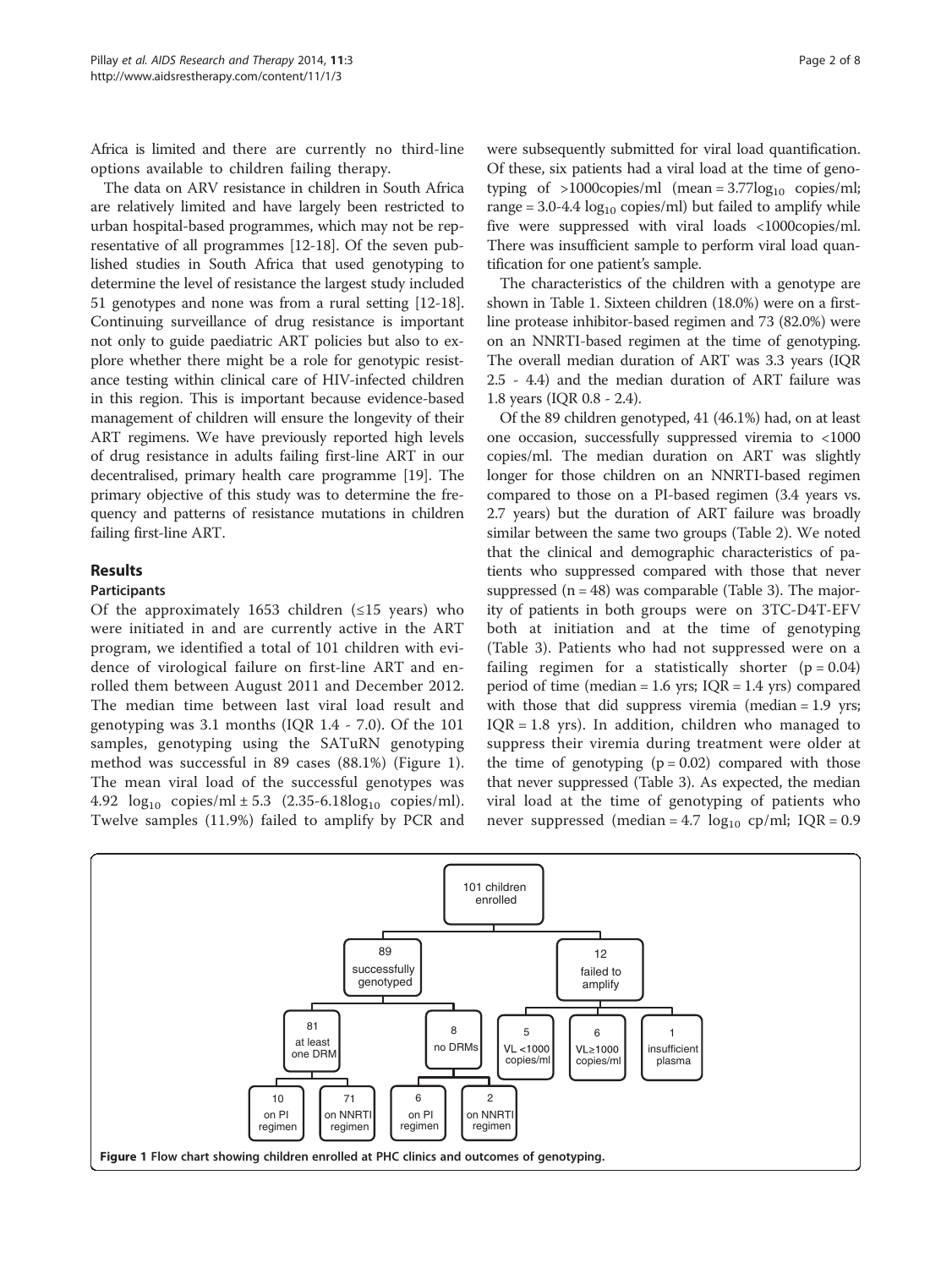Africa is limited and there are currently no third-line options available to children failing therapy.

The data on ARV resistance in children in South Africa are relatively limited and have largely been restricted to urban hospital-based programmes, which may not be representative of all programmes [12-18]. Of the seven published studies in South Africa that used genotyping to determine the level of resistance the largest study included 51 genotypes and none was from a rural setting [12-18]. Continuing surveillance of drug resistance is important not only to guide paediatric ART policies but also to explore whether there might be a role for genotypic resistance testing within clinical care of HIV-infected children in this region. This is important because evidence-based management of children will ensure the longevity of their ART regimens. We have previously reported high levels of drug resistance in adults failing first-line ART in our decentralised, primary health care programme [19]. The primary objective of this study was to determine the frequency and patterns of resistance mutations in children failing first-line ART.

## Results

### Participants

Of the approximately 1653 children (≤15 years) who were initiated in and are currently active in the ART program, we identified a total of 101 children with evidence of virological failure on first-line ART and enrolled them between August 2011 and December 2012. The median time between last viral load result and genotyping was 3.1 months (IQR 1.4 - 7.0). Of the 101 samples, genotyping using the SATuRN genotyping method was successful in 89 cases (88.1%) (Figure 1). The mean viral load of the successful genotypes was 4.92 $\log_{10}$ copies/ml ± 5.3 (2.35-6.18$\log_{10}$ copies/ml). Twelve samples (11.9%) failed to amplify by PCR and were subsequently submitted for viral load quantification. Of these, six patients had a viral load at the time of genotyping of >1000copies/ml (mean = 3.77$\log_{10}$ copies/ml; range = 3.0-4.4 $\log_{10}$ copies/ml) but failed to amplify while five were suppressed with viral loads <1000copies/ml. There was insufficient sample to perform viral load quantification for one patient's sample.

The characteristics of the children with a genotype are shown in Table 1. Sixteen children (18.0%) were on a first-line protease inhibitor-based regimen and 73 (82.0%) were on an NNRTI-based regimen at the time of genotyping. The overall median duration of ART was 3.3 years (IQR 2.5 - 4.4) and the median duration of ART failure was 1.8 years (IQR 0.8 - 2.4).

Of the 89 children genotyped, 41 (46.1%) had, on at least one occasion, successfully suppressed viremia to <1000 copies/ml. The median duration on ART was slightly longer for those children on an NNRTI-based regimen compared to those on a PI-based regimen (3.4 years vs. 2.7 years) but the duration of ART failure was broadly similar between the same two groups (Table 2). We noted that the clinical and demographic characteristics of patients who suppressed compared with those that never suppressed (n = 48) was comparable (Table 3). The majority of patients in both groups were on 3TC-D4T-EFV both at initiation and at the time of genotyping (Table 3). Patients who had not suppressed were on a failing regimen for a statistically shorter ($p = 0.04$) period of time (median = 1.6 yrs; IQR = 1.4 yrs) compared with those that did suppress viremia (median = 1.9 yrs; IQR = 1.8 yrs). In addition, children who managed to suppress their viremia during treatment were older at the time of genotyping ($p = 0.02$) compared with those that never suppressed (Table 3). As expected, the median viral load at the time of genotyping of patients who never suppressed (median = 4.7 $\log_{10}$ cp/ml; IQR = 0.9

- 101 children enrolled
  - 89 successfully genotyped
    - 81 at least one DRM
      - 10 on PI regimen
      - 71 on NNRTI regimen
    - 8 no DRMs
      - 6 on PI regimen
      - 2 on NNRTI regimen
  - 12 failed to amplify
    - 5 VL <1000 copies/ml
    - 6 VL≥1000 copies/ml
    - 1 insufficient plasma

**Figure 1** Flow chart showing children enrolled at PHC clinics and outcomes of genotyping.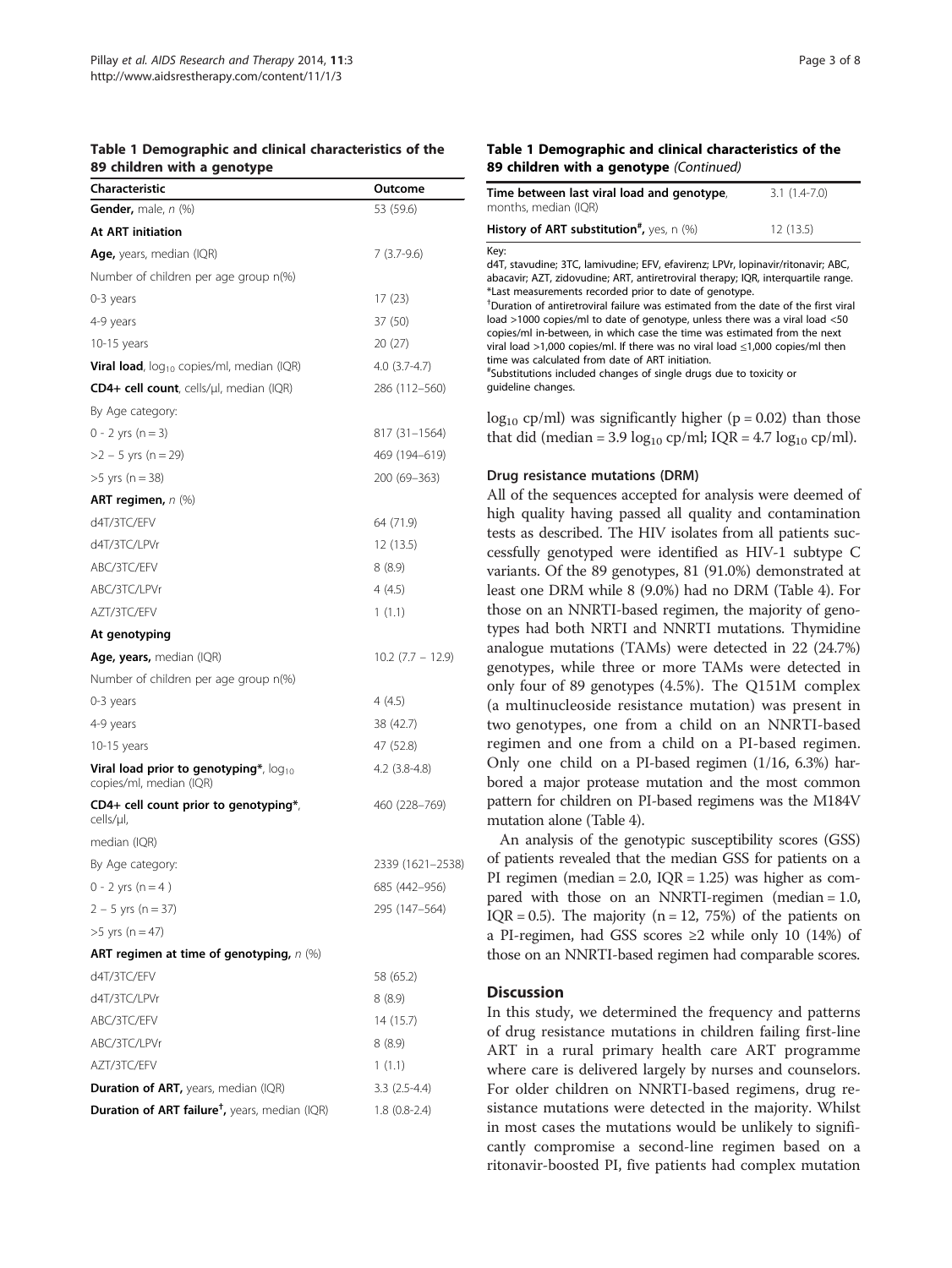**Table 1 Demographic and clinical characteristics of the 89 children with a genotype**

| Characteristic | Outcome |
|---|---|
| **Gender,** male, *n* (%) | 53 (59.6) |
| **At ART initiation** | |
| **Age,** years, median (IQR) | 7 (3.7-9.6) |
| Number of children per age group n(%) | |
| 0-3 years | 17 (23) |
| 4-9 years | 37 (50) |
| 10-15 years | 20 (27) |
| **Viral load**, $\log_{10}$ copies/ml, median (IQR) | 4.0 (3.7-4.7) |
| **CD4+ cell count**, cells/µl, median (IQR) | 286 (112–560) |
| By Age category: | |
| 0 - 2 yrs (n = 3) | 817 (31–1564) |
| >2 – 5 yrs (n = 29) | 469 (194–619) |
| >5 yrs (n = 38) | 200 (69–363) |
| **ART regimen,** *n* (%) | |
| d4T/3TC/EFV | 64 (71.9) |
| d4T/3TC/LPVr | 12 (13.5) |
| ABC/3TC/EFV | 8 (8.9) |
| ABC/3TC/LPVr | 4 (4.5) |
| AZT/3TC/EFV | 1 (1.1) |
| **At genotyping** | |
| **Age, years,** median (IQR) | 10.2 (7.7 – 12.9) |
| Number of children per age group n(%) | |
| 0-3 years | 4 (4.5) |
| 4-9 years | 38 (42.7) |
| 10-15 years | 47 (52.8) |
| **Viral load prior to genotyping***, $\log_{10}$ copies/ml, median (IQR) | 4.2 (3.8-4.8) |
| **CD4+ cell count prior to genotyping***, cells/µl, median (IQR) | 460 (228–769) |
| By Age category: | 2339 (1621–2538) |
| 0 - 2 yrs (n = 4 ) | 685 (442–956) |
| 2 – 5 yrs (n = 37) | 295 (147–564) |
| >5 yrs (n = 47) | |
| **ART regimen at time of genotyping,** *n* (%) | |
| d4T/3TC/EFV | 58 (65.2) |
| d4T/3TC/LPVr | 8 (8.9) |
| ABC/3TC/EFV | 14 (15.7) |
| ABC/3TC/LPVr | 8 (8.9) |
| AZT/3TC/EFV | 1 (1.1) |
| **Duration of ART,** years, median (IQR) | 3.3 (2.5-4.4) |
| **Duration of ART failure**[†], years, median (IQR) | 1.8 (0.8-2.4) |
| **Time between last viral load and genotype**, months, median (IQR) | 3.1 (1.4-7.0) |
| **History of ART substitution**[#], yes, n (%) | 12 (13.5) |

Key:
d4T, stavudine; 3TC, lamivudine; EFV, efavirenz; LPVr, lopinavir/ritonavir; ABC, abacavir; AZT, zidovudine; ART, antiretroviral therapy; IQR, interquartile range.
*Last measurements recorded prior to date of genotype.
[†]Duration of antiretroviral failure was estimated from the date of the first viral load >1000 copies/ml to date of genotype, unless there was a viral load <50 copies/ml in-between, in which case the time was estimated from the next viral load >1,000 copies/ml. If there was no viral load ≤1,000 copies/ml then time was calculated from date of ART initiation.
[#]Substitutions included changes of single drugs due to toxicity or guideline changes.

$\log_{10}$ cp/ml) was significantly higher ($p = 0.02$) than those that did (median = 3.9 $\log_{10}$ cp/ml; IQR = 4.7 $\log_{10}$ cp/ml).

### Drug resistance mutations (DRM)

All of the sequences accepted for analysis were deemed of high quality having passed all quality and contamination tests as described. The HIV isolates from all patients successfully genotyped were identified as HIV-1 subtype C variants. Of the 89 genotypes, 81 (91.0%) demonstrated at least one DRM while 8 (9.0%) had no DRM (Table 4). For those on an NNRTI-based regimen, the majority of genotypes had both NRTI and NNRTI mutations. Thymidine analogue mutations (TAMs) were detected in 22 (24.7%) genotypes, while three or more TAMs were detected in only four of 89 genotypes (4.5%). The Q151M complex (a multinucleoside resistance mutation) was present in two genotypes, one from a child on an NNRTI-based regimen and one from a child on a PI-based regimen. Only one child on a PI-based regimen (1/16, 6.3%) harbored a major protease mutation and the most common pattern for children on PI-based regimens was the M184V mutation alone (Table 4).

An analysis of the genotypic susceptibility scores (GSS) of patients revealed that the median GSS for patients on a PI regimen (median = 2.0, IQR = 1.25) was higher as compared with those on an NNRTI-regimen (median = 1.0, IQR = 0.5). The majority (n = 12, 75%) of the patients on a PI-regimen, had GSS scores ≥2 while only 10 (14%) of those on an NNRTI-based regimen had comparable scores.

## Discussion

In this study, we determined the frequency and patterns of drug resistance mutations in children failing first-line ART in a rural primary health care ART programme where care is delivered largely by nurses and counselors. For older children on NNRTI-based regimens, drug resistance mutations were detected in the majority. Whilst in most cases the mutations would be unlikely to significantly compromise a second-line regimen based on a ritonavir-boosted PI, five patients had complex mutation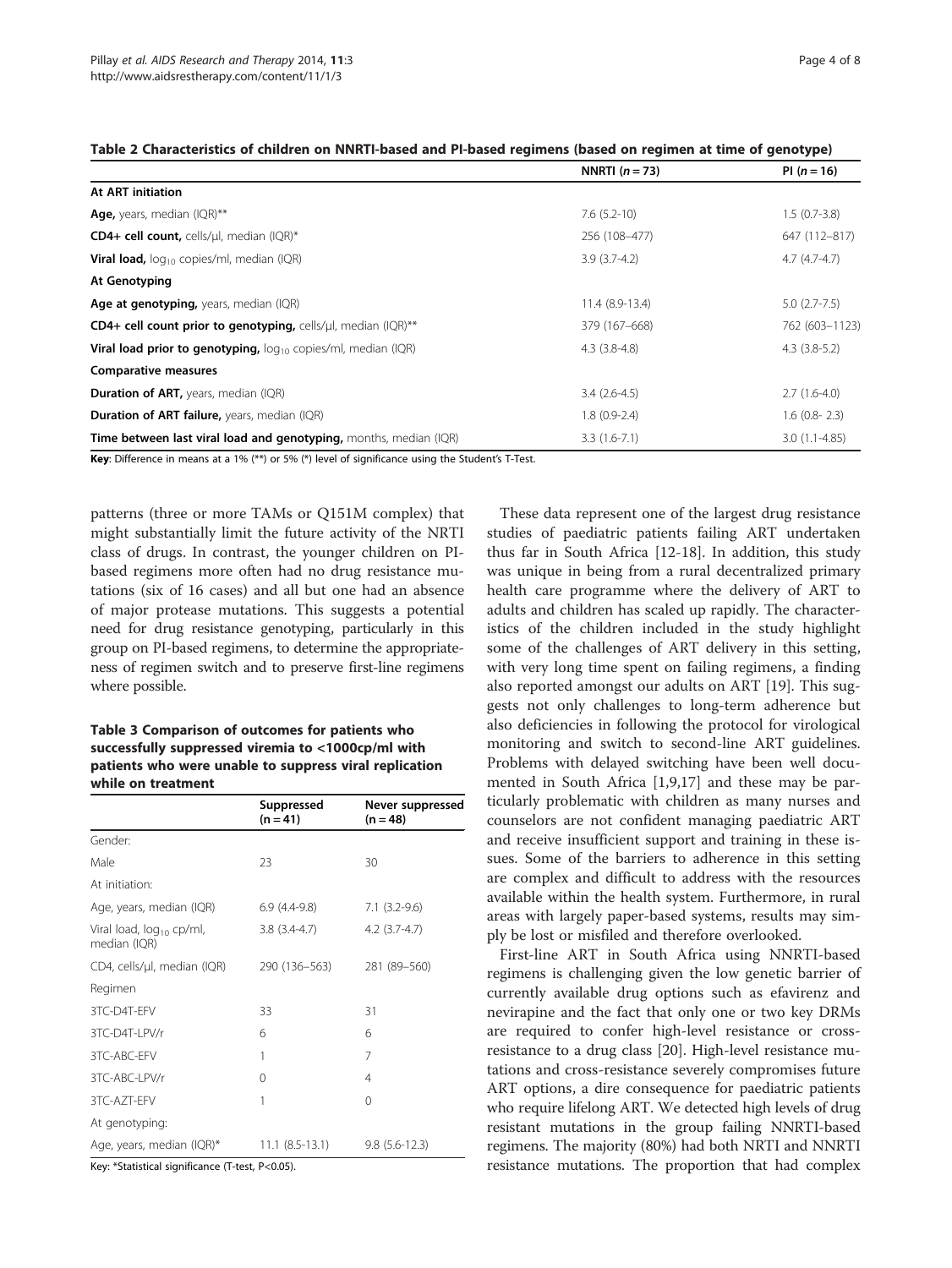**Table 2 Characteristics of children on NNRTI-based and PI-based regimens (based on regimen at time of genotype)**

| | NNRTI ($n = 73$) | PI ($n = 16$) |
|---|---|---|
| **At ART initiation** | | |
| **Age,** years, median (IQR)** | 7.6 (5.2-10) | 1.5 (0.7-3.8) |
| **CD4+ cell count,** cells/μl, median (IQR)* | 256 (108–477) | 647 (112–817) |
| **Viral load,** $log_{10}$ copies/ml, median (IQR) | 3.9 (3.7-4.2) | 4.7 (4.7-4.7) |
| **At Genotyping** | | |
| **Age at genotyping,** years, median (IQR) | 11.4 (8.9-13.4) | 5.0 (2.7-7.5) |
| **CD4+ cell count prior to genotyping,** cells/μl, median (IQR)** | 379 (167–668) | 762 (603–1123) |
| **Viral load prior to genotyping,** $log_{10}$ copies/ml, median (IQR) | 4.3 (3.8-4.8) | 4.3 (3.8-5.2) |
| **Comparative measures** | | |
| **Duration of ART,** years, median (IQR) | 3.4 (2.6-4.5) | 2.7 (1.6-4.0) |
| **Duration of ART failure,** years, median (IQR) | 1.8 (0.9-2.4) | 1.6 (0.8- 2.3) |
| **Time between last viral load and genotyping,** months, median (IQR) | 3.3 (1.6-7.1) | 3.0 (1.1-4.85) |

**Key**: Difference in means at a 1% (**) or 5% (*) level of significance using the Student's T-Test.

patterns (three or more TAMs or Q151M complex) that might substantially limit the future activity of the NRTI class of drugs. In contrast, the younger children on PI-based regimens more often had no drug resistance mutations (six of 16 cases) and all but one had an absence of major protease mutations. This suggests a potential need for drug resistance genotyping, particularly in this group on PI-based regimens, to determine the appropriateness of regimen switch and to preserve first-line regimens where possible.

**Table 3 Comparison of outcomes for patients who successfully suppressed viremia to <1000cp/ml with patients who were unable to suppress viral replication while on treatment**

| | Suppressed (n = 41) | Never suppressed (n = 48) |
|---|---|---|
| Gender: | | |
| Male | 23 | 30 |
| At initiation: | | |
| Age, years, median (IQR) | 6.9 (4.4-9.8) | 7.1 (3.2-9.6) |
| Viral load, $log_{10}$ cp/ml, median (IQR) | 3.8 (3.4-4.7) | 4.2 (3.7-4.7) |
| CD4, cells/μl, median (IQR) | 290 (136–563) | 281 (89–560) |
| Regimen | | |
| 3TC-D4T-EFV | 33 | 31 |
| 3TC-D4T-LPV/r | 6 | 6 |
| 3TC-ABC-EFV | 1 | 7 |
| 3TC-ABC-LPV/r | 0 | 4 |
| 3TC-AZT-EFV | 1 | 0 |
| At genotyping: | | |
| Age, years, median (IQR)* | 11.1 (8.5-13.1) | 9.8 (5.6-12.3) |

Key: *Statistical significance (T-test, $P<0.05$).

These data represent one of the largest drug resistance studies of paediatric patients failing ART undertaken thus far in South Africa [12-18]. In addition, this study was unique in being from a rural decentralized primary health care programme where the delivery of ART to adults and children has scaled up rapidly. The characteristics of the children included in the study highlight some of the challenges of ART delivery in this setting, with very long time spent on failing regimens, a finding also reported amongst our adults on ART [19]. This suggests not only challenges to long-term adherence but also deficiencies in following the protocol for virological monitoring and switch to second-line ART guidelines. Problems with delayed switching have been well documented in South Africa [1,9,17] and these may be particularly problematic with children as many nurses and counselors are not confident managing paediatric ART and receive insufficient support and training in these issues. Some of the barriers to adherence in this setting are complex and difficult to address with the resources available within the health system. Furthermore, in rural areas with largely paper-based systems, results may simply be lost or misfiled and therefore overlooked.

First-line ART in South Africa using NNRTI-based regimens is challenging given the low genetic barrier of currently available drug options such as efavirenz and nevirapine and the fact that only one or two key DRMs are required to confer high-level resistance or cross-resistance to a drug class [20]. High-level resistance mutations and cross-resistance severely compromises future ART options, a dire consequence for paediatric patients who require lifelong ART. We detected high levels of drug resistant mutations in the group failing NNRTI-based regimens. The majority (80%) had both NRTI and NNRTI resistance mutations. The proportion that had complex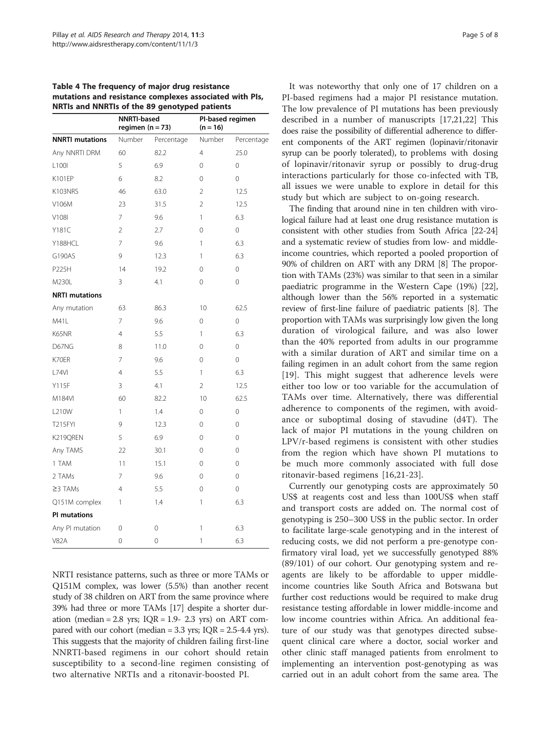**Table 4 The frequency of major drug resistance mutations and resistance complexes associated with PIs, NRTIs and NNRTIs of the 89 genotyped patients**

| | NNRTI-based regimen (n = 73) | | PI-based regimen (n = 16) | |
|---|---|---|---|---|
| **NNRTI mutations** | Number | Percentage | Number | Percentage |
| Any NNRTI DRM | 60 | 82.2 | 4 | 25.0 |
| L100I | 5 | 6.9 | 0 | 0 |
| K101EP | 6 | 8.2 | 0 | 0 |
| K103NRS | 46 | 63.0 | 2 | 12.5 |
| V106M | 23 | 31.5 | 2 | 12.5 |
| V108I | 7 | 9.6 | 1 | 6.3 |
| Y181C | 2 | 2.7 | 0 | 0 |
| Y188HCL | 7 | 9.6 | 1 | 6.3 |
| G190AS | 9 | 12.3 | 1 | 6.3 |
| P225H | 14 | 19.2 | 0 | 0 |
| M230L | 3 | 4.1 | 0 | 0 |
| **NRTI mutations** | | | | |
| Any mutation | 63 | 86.3 | 10 | 62.5 |
| M41L | 7 | 9.6 | 0 | 0 |
| K65NR | 4 | 5.5 | 1 | 6.3 |
| D67NG | 8 | 11.0 | 0 | 0 |
| K70ER | 7 | 9.6 | 0 | 0 |
| L74VI | 4 | 5.5 | 1 | 6.3 |
| Y115F | 3 | 4.1 | 2 | 12.5 |
| M184VI | 60 | 82.2 | 10 | 62.5 |
| L210W | 1 | 1.4 | 0 | 0 |
| T215FYI | 9 | 12.3 | 0 | 0 |
| K219QREN | 5 | 6.9 | 0 | 0 |
| Any TAMS | 22 | 30.1 | 0 | 0 |
| 1 TAM | 11 | 15.1 | 0 | 0 |
| 2 TAMs | 7 | 9.6 | 0 | 0 |
| ≥3 TAMs | 4 | 5.5 | 0 | 0 |
| Q151M complex | 1 | 1.4 | 1 | 6.3 |
| **PI mutations** | | | | |
| Any PI mutation | 0 | 0 | 1 | 6.3 |
| V82A | 0 | 0 | 1 | 6.3 |

NRTI resistance patterns, such as three or more TAMs or Q151M complex, was lower (5.5%) than another recent study of 38 children on ART from the same province where 39% had three or more TAMs [17] despite a shorter duration (median = 2.8 yrs; IQR = 1.9- 2.3 yrs) on ART compared with our cohort (median = 3.3 yrs; IQR = 2.5-4.4 yrs). This suggests that the majority of children failing first-line NNRTI-based regimens in our cohort should retain susceptibility to a second-line regimen consisting of two alternative NRTIs and a ritonavir-boosted PI.

It was noteworthy that only one of 17 children on a PI-based regimens had a major PI resistance mutation. The low prevalence of PI mutations has been previously described in a number of manuscripts [17,21,22] This does raise the possibility of differential adherence to different components of the ART regimen (lopinavir/ritonavir syrup can be poorly tolerated), to problems with dosing of lopinavir/ritonavir syrup or possibly to drug-drug interactions particularly for those co-infected with TB, all issues we were unable to explore in detail for this study but which are subject to on-going research.

The finding that around nine in ten children with virological failure had at least one drug resistance mutation is consistent with other studies from South Africa [22-24] and a systematic review of studies from low- and middle-income countries, which reported a pooled proportion of 90% of children on ART with any DRM [8] The proportion with TAMs (23%) was similar to that seen in a similar paediatric programme in the Western Cape (19%) [22], although lower than the 56% reported in a systematic review of first-line failure of paediatric patients [8]. The proportion with TAMs was surprisingly low given the long duration of virological failure, and was also lower than the 40% reported from adults in our programme with a similar duration of ART and similar time on a failing regimen in an adult cohort from the same region [19]. This might suggest that adherence levels were either too low or too variable for the accumulation of TAMs over time. Alternatively, there was differential adherence to components of the regimen, with avoidance or suboptimal dosing of stavudine (d4T). The lack of major PI mutations in the young children on LPV/r-based regimens is consistent with other studies from the region which have shown PI mutations to be much more commonly associated with full dose ritonavir-based regimens [16,21-23].

Currently our genotyping costs are approximately 50 US$ at reagents cost and less than 100US$ when staff and transport costs are added on. The normal cost of genotyping is 250–300 US$ in the public sector. In order to facilitate large-scale genotyping and in the interest of reducing costs, we did not perform a pre-genotype confirmatory viral load, yet we successfully genotyped 88% (89/101) of our cohort. Our genotyping system and reagents are likely to be affordable to upper middle-income countries like South Africa and Botswana but further cost reductions would be required to make drug resistance testing affordable in lower middle-income and low income countries within Africa. An additional feature of our study was that genotypes directed subsequent clinical care where a doctor, social worker and other clinic staff managed patients from enrolment to implementing an intervention post-genotyping as was carried out in an adult cohort from the same area. The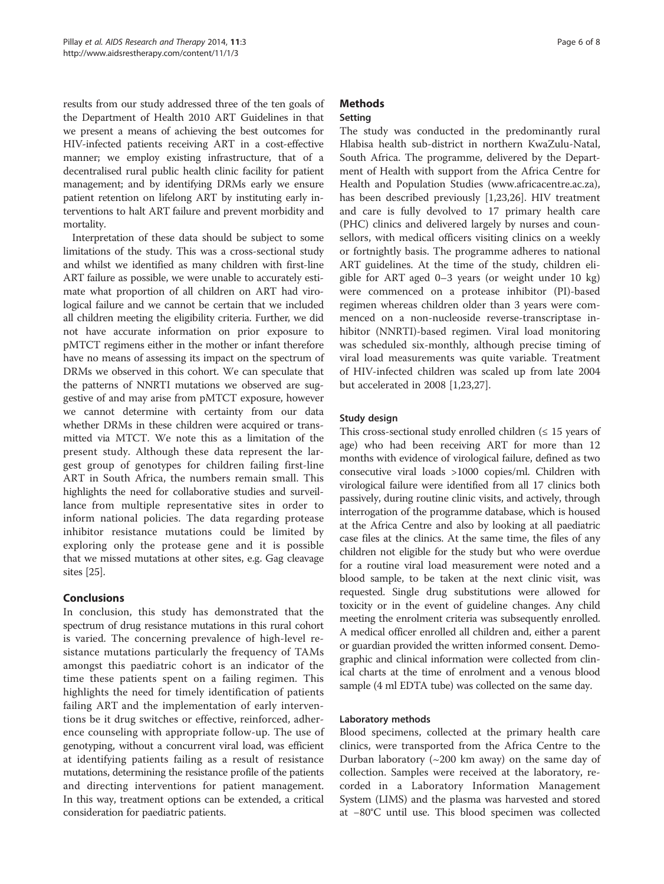results from our study addressed three of the ten goals of the Department of Health 2010 ART Guidelines in that we present a means of achieving the best outcomes for HIV-infected patients receiving ART in a cost-effective manner; we employ existing infrastructure, that of a decentralised rural public health clinic facility for patient management; and by identifying DRMs early we ensure patient retention on lifelong ART by instituting early interventions to halt ART failure and prevent morbidity and mortality.

Interpretation of these data should be subject to some limitations of the study. This was a cross-sectional study and whilst we identified as many children with first-line ART failure as possible, we were unable to accurately estimate what proportion of all children on ART had virological failure and we cannot be certain that we included all children meeting the eligibility criteria. Further, we did not have accurate information on prior exposure to pMTCT regimens either in the mother or infant therefore have no means of assessing its impact on the spectrum of DRMs we observed in this cohort. We can speculate that the patterns of NNRTI mutations we observed are suggestive of and may arise from pMTCT exposure, however we cannot determine with certainty from our data whether DRMs in these children were acquired or transmitted via MTCT. We note this as a limitation of the present study. Although these data represent the largest group of genotypes for children failing first-line ART in South Africa, the numbers remain small. This highlights the need for collaborative studies and surveillance from multiple representative sites in order to inform national policies. The data regarding protease inhibitor resistance mutations could be limited by exploring only the protease gene and it is possible that we missed mutations at other sites, e.g. Gag cleavage sites [25].

## Conclusions

In conclusion, this study has demonstrated that the spectrum of drug resistance mutations in this rural cohort is varied. The concerning prevalence of high-level resistance mutations particularly the frequency of TAMs amongst this paediatric cohort is an indicator of the time these patients spent on a failing regimen. This highlights the need for timely identification of patients failing ART and the implementation of early interventions be it drug switches or effective, reinforced, adherence counseling with appropriate follow-up. The use of genotyping, without a concurrent viral load, was efficient at identifying patients failing as a result of resistance mutations, determining the resistance profile of the patients and directing interventions for patient management. In this way, treatment options can be extended, a critical consideration for paediatric patients.

## Methods

### Setting

The study was conducted in the predominantly rural Hlabisa health sub-district in northern KwaZulu-Natal, South Africa. The programme, delivered by the Department of Health with support from the Africa Centre for Health and Population Studies (www.africacentre.ac.za), has been described previously [1,23,26]. HIV treatment and care is fully devolved to 17 primary health care (PHC) clinics and delivered largely by nurses and counsellors, with medical officers visiting clinics on a weekly or fortnightly basis. The programme adheres to national ART guidelines. At the time of the study, children eligible for ART aged 0–3 years (or weight under 10 kg) were commenced on a protease inhibitor (PI)-based regimen whereas children older than 3 years were commenced on a non-nucleoside reverse-transcriptase inhibitor (NNRTI)-based regimen. Viral load monitoring was scheduled six-monthly, although precise timing of viral load measurements was quite variable. Treatment of HIV-infected children was scaled up from late 2004 but accelerated in 2008 [1,23,27].

### Study design

This cross-sectional study enrolled children (≤ 15 years of age) who had been receiving ART for more than 12 months with evidence of virological failure, defined as two consecutive viral loads >1000 copies/ml. Children with virological failure were identified from all 17 clinics both passively, during routine clinic visits, and actively, through interrogation of the programme database, which is housed at the Africa Centre and also by looking at all paediatric case files at the clinics. At the same time, the files of any children not eligible for the study but who were overdue for a routine viral load measurement were noted and a blood sample, to be taken at the next clinic visit, was requested. Single drug substitutions were allowed for toxicity or in the event of guideline changes. Any child meeting the enrolment criteria was subsequently enrolled. A medical officer enrolled all children and, either a parent or guardian provided the written informed consent. Demographic and clinical information were collected from clinical charts at the time of enrolment and a venous blood sample (4 ml EDTA tube) was collected on the same day.

### Laboratory methods

Blood specimens, collected at the primary health care clinics, were transported from the Africa Centre to the Durban laboratory (~200 km away) on the same day of collection. Samples were received at the laboratory, recorded in a Laboratory Information Management System (LIMS) and the plasma was harvested and stored at −80°C until use. This blood specimen was collected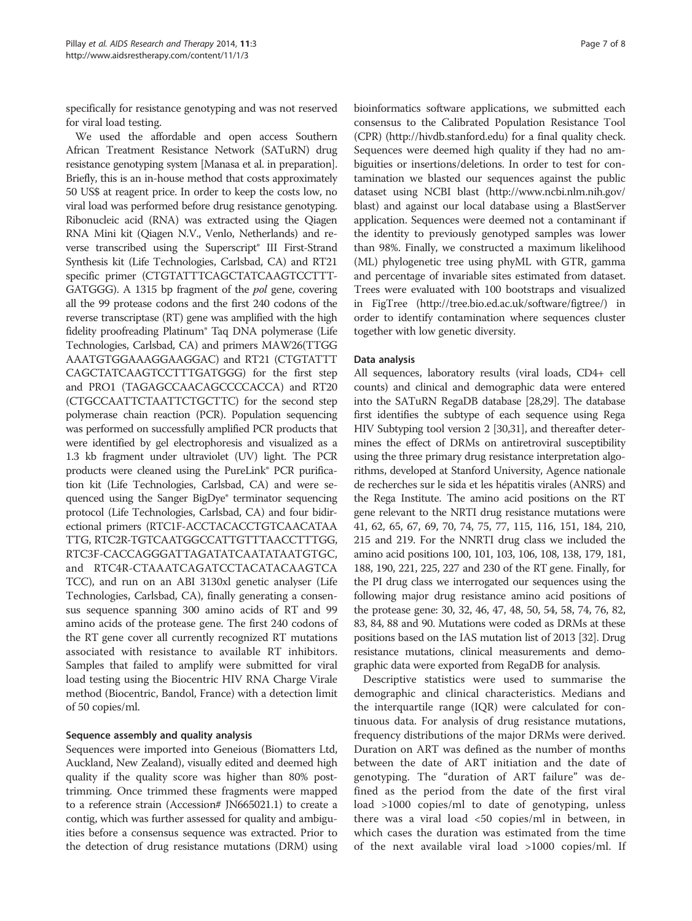specifically for resistance genotyping and was not reserved for viral load testing.

We used the affordable and open access Southern African Treatment Resistance Network (SATuRN) drug resistance genotyping system [Manasa et al. in preparation]. Briefly, this is an in-house method that costs approximately 50 US$ at reagent price. In order to keep the costs low, no viral load was performed before drug resistance genotyping. Ribonucleic acid (RNA) was extracted using the Qiagen RNA Mini kit (Qiagen N.V., Venlo, Netherlands) and reverse transcribed using the Superscript® III First-Strand Synthesis kit (Life Technologies, Carlsbad, CA) and RT21 specific primer (CTGTATTTCAGCTATCAAGTCCTTTGATGGG). A 1315 bp fragment of the *pol* gene, covering all the 99 protease codons and the first 240 codons of the reverse transcriptase (RT) gene was amplified with the high fidelity proofreading Platinum® Taq DNA polymerase (Life Technologies, Carlsbad, CA) and primers MAW26(TTGGAAATGTGGAAAGGAAGGAC) and RT21 (CTGTATTTCAGCTATCAAGTCCTTTGATGGG) for the first step and PRO1 (TAGAGCCAACAGCCCCACCA) and RT20 (CTGCCAATTCTAATTCTGCTTC) for the second step polymerase chain reaction (PCR). Population sequencing was performed on successfully amplified PCR products that were identified by gel electrophoresis and visualized as a 1.3 kb fragment under ultraviolet (UV) light. The PCR products were cleaned using the PureLink® PCR purification kit (Life Technologies, Carlsbad, CA) and were sequenced using the Sanger BigDye® terminator sequencing protocol (Life Technologies, Carlsbad, CA) and four bidirectional primers (RTC1F-ACCTACACCTGTCAACATAATTG, RTC2R-TGTCAATGGCCATTGTTTAACCTTTGG, RTC3F-CACCAGGGATTAGATATCAATATAATGTGC, and RTC4R-CTAAATCAGATCCTACATACAAGTCATCC), and run on an ABI 3130xl genetic analyser (Life Technologies, Carlsbad, CA), finally generating a consensus sequence spanning 300 amino acids of RT and 99 amino acids of the protease gene. The first 240 codons of the RT gene cover all currently recognized RT mutations associated with resistance to available RT inhibitors. Samples that failed to amplify were submitted for viral load testing using the Biocentric HIV RNA Charge Virale method (Biocentric, Bandol, France) with a detection limit of 50 copies/ml.

### Sequence assembly and quality analysis

Sequences were imported into Geneious (Biomatters Ltd, Auckland, New Zealand), visually edited and deemed high quality if the quality score was higher than 80% post-trimming. Once trimmed these fragments were mapped to a reference strain (Accession# JN665021.1) to create a contig, which was further assessed for quality and ambiguities before a consensus sequence was extracted. Prior to the detection of drug resistance mutations (DRM) using bioinformatics software applications, we submitted each consensus to the Calibrated Population Resistance Tool (CPR) (http://hivdb.stanford.edu) for a final quality check. Sequences were deemed high quality if they had no ambiguities or insertions/deletions. In order to test for contamination we blasted our sequences against the public dataset using NCBI blast (http://www.ncbi.nlm.nih.gov/blast) and against our local database using a BlastServer application. Sequences were deemed not a contaminant if the identity to previously genotyped samples was lower than 98%. Finally, we constructed a maximum likelihood (ML) phylogenetic tree using phyML with GTR, gamma and percentage of invariable sites estimated from dataset. Trees were evaluated with 100 bootstraps and visualized in FigTree (http://tree.bio.ed.ac.uk/software/figtree/) in order to identify contamination where sequences cluster together with low genetic diversity.

### Data analysis

All sequences, laboratory results (viral loads, CD4+ cell counts) and clinical and demographic data were entered into the SATuRN RegaDB database [28,29]. The database first identifies the subtype of each sequence using Rega HIV Subtyping tool version 2 [30,31], and thereafter determines the effect of DRMs on antiretroviral susceptibility using the three primary drug resistance interpretation algorithms, developed at Stanford University, Agence nationale de recherches sur le sida et les hépatitis virales (ANRS) and the Rega Institute. The amino acid positions on the RT gene relevant to the NRTI drug resistance mutations were 41, 62, 65, 67, 69, 70, 74, 75, 77, 115, 116, 151, 184, 210, 215 and 219. For the NNRTI drug class we included the amino acid positions 100, 101, 103, 106, 108, 138, 179, 181, 188, 190, 221, 225, 227 and 230 of the RT gene. Finally, for the PI drug class we interrogated our sequences using the following major drug resistance amino acid positions of the protease gene: 30, 32, 46, 47, 48, 50, 54, 58, 74, 76, 82, 83, 84, 88 and 90. Mutations were coded as DRMs at these positions based on the IAS mutation list of 2013 [32]. Drug resistance mutations, clinical measurements and demographic data were exported from RegaDB for analysis.

Descriptive statistics were used to summarise the demographic and clinical characteristics. Medians and the interquartile range (IQR) were calculated for continuous data. For analysis of drug resistance mutations, frequency distributions of the major DRMs were derived. Duration on ART was defined as the number of months between the date of ART initiation and the date of genotyping. The "duration of ART failure" was defined as the period from the date of the first viral load >1000 copies/ml to date of genotyping, unless there was a viral load <50 copies/ml in between, in which cases the duration was estimated from the time of the next available viral load >1000 copies/ml. If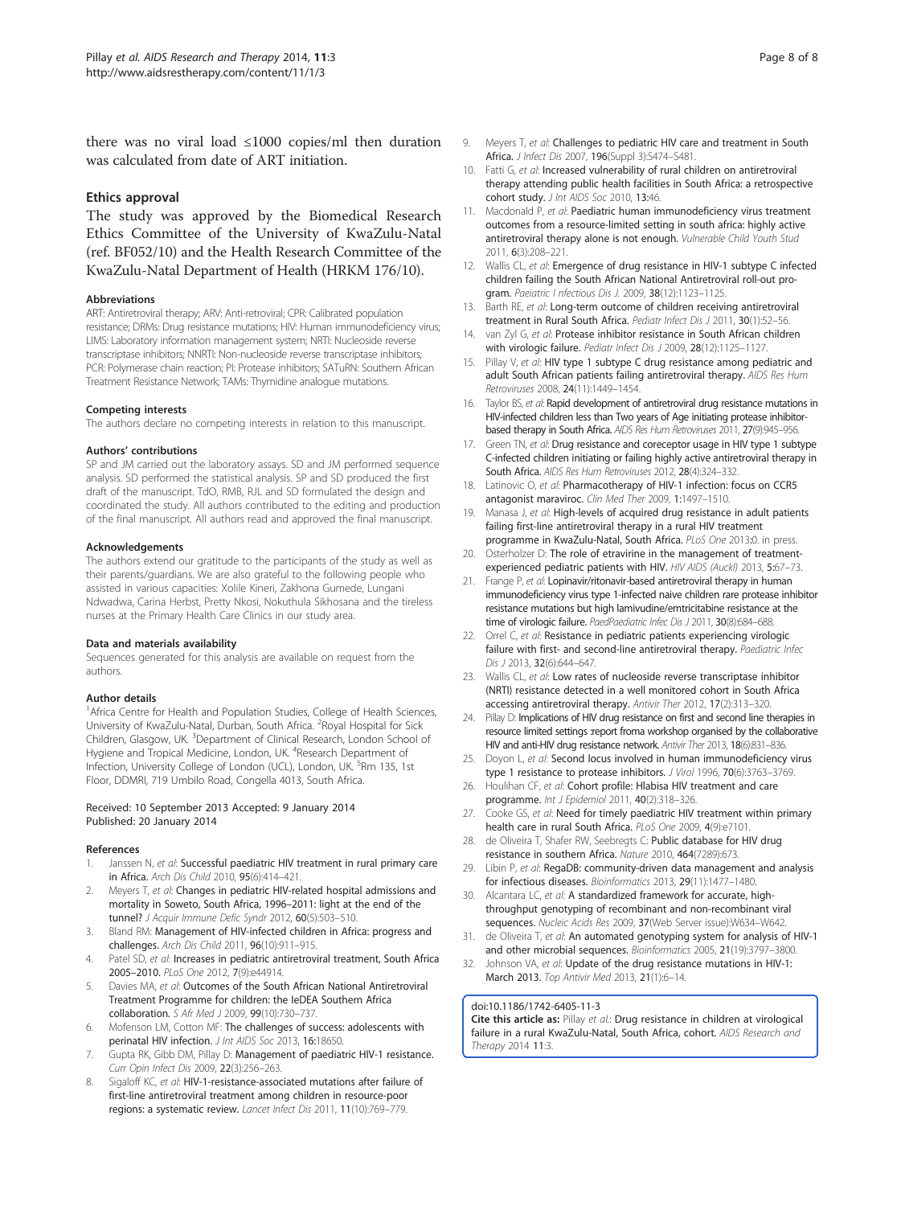there was no viral load ≤1000 copies/ml then duration was calculated from date of ART initiation.

## Ethics approval

The study was approved by the Biomedical Research Ethics Committee of the University of KwaZulu-Natal (ref. BF052/10) and the Health Research Committee of the KwaZulu-Natal Department of Health (HRKM 176/10).

#### Abbreviations

ART: Antiretroviral therapy; ARV: Anti-retroviral; CPR: Calibrated population resistance; DRMs: Drug resistance mutations; HIV: Human immunodeficiency virus; LIMS: Laboratory information management system; NRTI: Nucleoside reverse transcriptase inhibitors; NNRTI: Non-nucleoside reverse transcriptase inhibitors; PCR: Polymerase chain reaction; PI: Protease inhibitors; SATuRN: Southern African Treatment Resistance Network; TAMs: Thymidine analogue mutations.

#### Competing interests

The authors declare no competing interests in relation to this manuscript.

#### Authors' contributions

SP and JM carried out the laboratory assays. SD and JM performed sequence analysis. SD performed the statistical analysis. SP and SD produced the first draft of the manuscript. TdO, RMB, RJL and SD formulated the design and coordinated the study. All authors contributed to the editing and production of the final manuscript. All authors read and approved the final manuscript.

#### Acknowledgements

The authors extend our gratitude to the participants of the study as well as their parents/guardians. We are also grateful to the following people who assisted in various capacities: Xolile Kineri, Zakhona Gumede, Lungani Ndwadwa, Carina Herbst, Pretty Nkosi, Nokuthula Sikhosana and the tireless nurses at the Primary Health Care Clinics in our study area.

#### Data and materials availability

Sequences generated for this analysis are available on request from the authors.

#### Author details

[1]Africa Centre for Health and Population Studies, College of Health Sciences, University of KwaZulu-Natal, Durban, South Africa. [2]Royal Hospital for Sick Children, Glasgow, UK. [3]Department of Clinical Research, London School of Hygiene and Tropical Medicine, London, UK. [4]Research Department of Infection, University College of London (UCL), London, UK. [5]Rm 135, 1st Floor, DDMRI, 719 Umbilo Road, Congella 4013, South Africa.

Received: 10 September 2013 Accepted: 9 January 2014
Published: 20 January 2014

#### References

1. Janssen N, *et al*: **Successful paediatric HIV treatment in rural primary care in Africa.** *Arch Dis Child* 2010, **95**(6):414–421.
2. Meyers T, *et al*: **Changes in pediatric HIV-related hospital admissions and mortality in Soweto, South Africa, 1996–2011: light at the end of the tunnel?** *J Acquir Immune Defic Syndr* 2012, **60**(5):503–510.
3. Bland RM: **Management of HIV-infected children in Africa: progress and challenges.** *Arch Dis Child* 2011, **96**(10):911–915.
4. Patel SD, *et al*: **Increases in pediatric antiretroviral treatment, South Africa 2005–2010.** *PLoS One* 2012, **7**(9):e44914.
5. Davies MA, *et al*: **Outcomes of the South African National Antiretroviral Treatment Programme for children: the IeDEA Southern Africa collaboration.** *S Afr Med J* 2009, **99**(10):730–737.
6. Mofenson LM, Cotton MF: **The challenges of success: adolescents with perinatal HIV infection.** *J Int AIDS Soc* 2013, **16**:18650.
7. Gupta RK, Gibb DM, Pillay D: **Management of paediatric HIV-1 resistance.** *Curr Opin Infect Dis* 2009, **22**(3):256–263.
8. Sigaloff KC, *et al*: **HIV-1-resistance-associated mutations after failure of first-line antiretroviral treatment among children in resource-poor regions: a systematic review.** *Lancet Infect Dis* 2011, **11**(10):769–779.
9. Meyers T, *et al*: **Challenges to pediatric HIV care and treatment in South Africa.** *J Infect Dis* 2007, **196**(Suppl 3):S474–S481.
10. Fatti G, *et al*: **Increased vulnerability of rural children on antiretroviral therapy attending public health facilities in South Africa: a retrospective cohort study.** *J Int AIDS Soc* 2010, **13**:46.
11. Macdonald P, *et al*: **Paediatric human immunodeficiency virus treatment outcomes from a resource-limited setting in south africa: highly active antiretroviral therapy alone is not enough.** *Vulnerable Child Youth Stud* 2011, **6**(3):208–221.
12. Wallis CL, *et al*: **Emergence of drug resistance in HIV-1 subtype C infected children failing the South African National Antiretroviral roll-out program.** *Paeiatric I nfectious Dis J.* 2009, **38**(12):1123–1125.
13. Barth RE, *et al*: **Long-term outcome of children receiving antiretroviral treatment in Rural South Africa.** *Pediatr Infect Dis J* 2011, **30**(1):52–56.
14. van Zyl G, *et al*: **Protease inhibitor resistance in South African children with virologic failure.** *Pediatr Infect Dis J* 2009, **28**(12):1125–1127.
15. Pillay V, *et al*: **HIV type 1 subtype C drug resistance among pediatric and adult South African patients failing antiretroviral therapy.** *AIDS Res Hum Retroviruses* 2008, **24**(11):1449–1454.
16. Taylor BS, *et al*: **Rapid development of antiretroviral drug resistance mutations in HIV-infected children less than Two years of Age initiating protease inhibitor-based therapy in South Africa.** *AIDS Res Hum Retroviruses* 2011, **27**(9):945–956.
17. Green TN, *et al*: **Drug resistance and coreceptor usage in HIV type 1 subtype C-infected children initiating or failing highly active antiretroviral therapy in South Africa.** *AIDS Res Hum Retroviruses* 2012, **28**(4):324–332.
18. Latinovic O, *et al*: **Pharmacotherapy of HIV-1 infection: focus on CCR5 antagonist maraviroc.** *Clin Med Ther* 2009, **1**:1497–1510.
19. Manasa J, *et al*: **High-levels of acquired drug resistance in adult patients failing first-line antiretroviral therapy in a rural HIV treatment programme in KwaZulu-Natal, South Africa.** *PLoS One* 2013:0. in press.
20. Osterholzer D: **The role of etravirine in the management of treatment-experienced pediatric patients with HIV.** *HIV AIDS (Auckl)* 2013, **5**:67–73.
21. Frange P, *et al*: **Lopinavir/ritonavir-based antiretroviral therapy in human immunodeficiency virus type 1-infected naive children rare protease inhibitor resistance mutations but high lamivudine/emtricitabine resistance at the time of virologic failure.** *PaedPaediatric Infec Dis J* 2011, **30**(8):684–688.
22. Orrel C, *et al*: **Resistance in pediatric patients experiencing virologic failure with first- and second-line antiretroviral therapy.** *Paediatric Infec Dis J* 2013, **32**(6):644–647.
23. Wallis CL, *et al*: **Low rates of nucleoside reverse transcriptase inhibitor (NRTI) resistance detected in a well monitored cohort in South Africa accessing antiretroviral therapy.** *Antivir Ther* 2012, **17**(2):313–320.
24. Pillay D: **Implications of HIV drug resistance on first and second line therapies in resource limited settings :report froma workshop organised by the collaborative HIV and anti-HIV drug resistance network.** *Antivir Ther* 2013, **18**(6):831–836.
25. Doyon L, *et al*: **Second locus involved in human immunodeficiency virus type 1 resistance to protease inhibitors.** *J Virol* 1996, **70**(6):3763–3769.
26. Houlihan CF, *et al*: **Cohort profile: Hlabisa HIV treatment and care programme.** *Int J Epidemiol* 2011, **40**(2):318–326.
27. Cooke GS, *et al*: **Need for timely paediatric HIV treatment within primary health care in rural South Africa.** *PLoS One* 2009, **4**(9):e7101.
28. de Oliveira T, Shafer RW, Seebregts C: **Public database for HIV drug resistance in southern Africa.** *Nature* 2010, **464**(7289):673.
29. Libin P, *et al*: **RegaDB: community-driven data management and analysis for infectious diseases.** *Bioinformatics* 2013, **29**(11):1477–1480.
30. Alcantara LC, *et al*: **A standardized framework for accurate, high-throughput genotyping of recombinant and non-recombinant viral sequences.** *Nucleic Acids Res* 2009, **37**(Web Server issue):W634–W642.
31. de Oliveira T, *et al*: **An automated genotyping system for analysis of HIV-1 and other microbial sequences.** *Bioinformatics* 2005, **21**(19):3797–3800.
32. Johnson VA, *et al*: **Update of the drug resistance mutations in HIV-1: March 2013.** *Top Antivir Med* 2013, **21**(1):6–14.

doi:10.1186/1742-6405-11-3

**Cite this article as:** Pillay *et al.*: Drug resistance in children at virological failure in a rural KwaZulu-Natal, South Africa, cohort. *AIDS Research and Therapy* 2014 11:3.